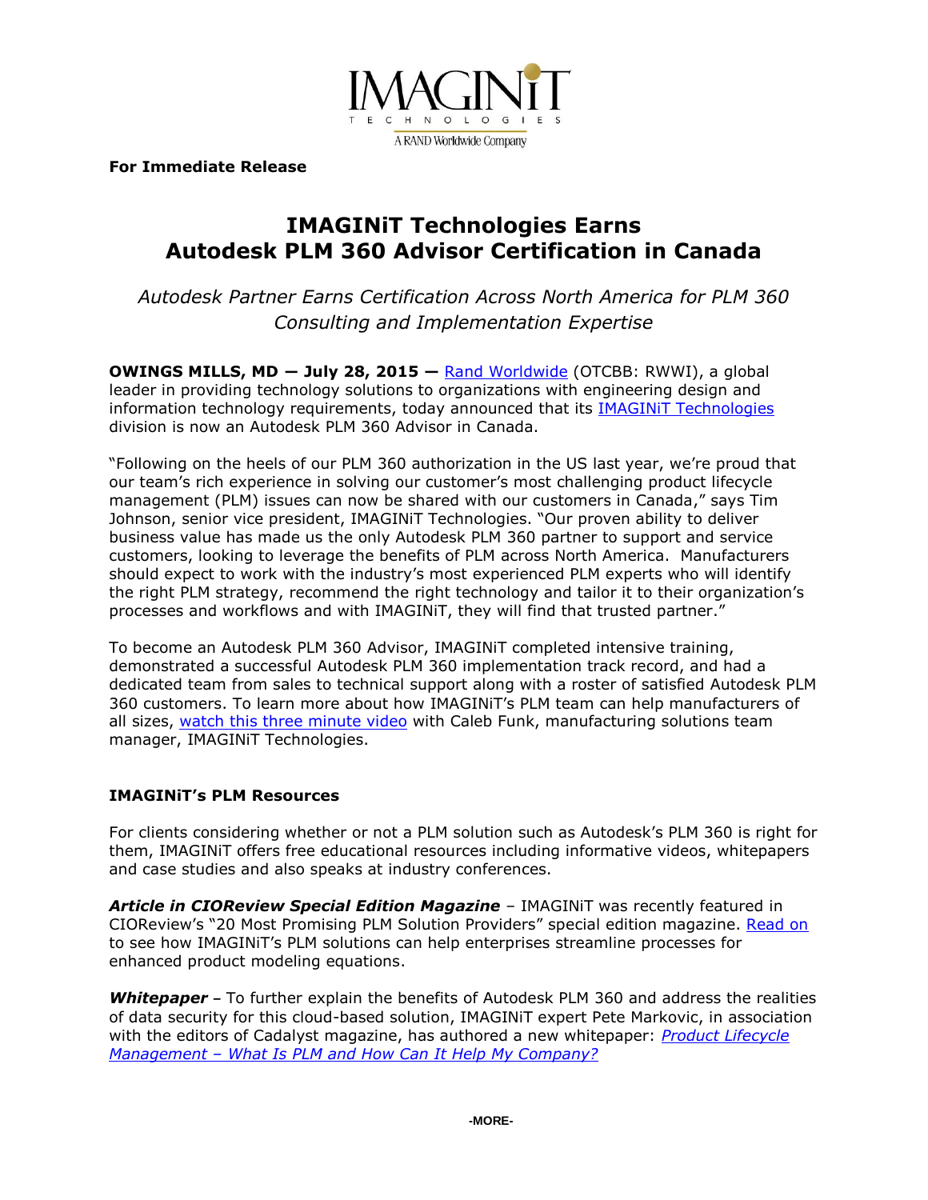IMAGINiT
TECHNOLOGIES
A RAND Worldwide Company

**For Immediate Release**

# IMAGINiT Technologies Earns Autodesk PLM 360 Advisor Certification in Canada

*Autodesk Partner Earns Certification Across North America for PLM 360 Consulting and Implementation Expertise*

**OWINGS MILLS, MD — July 28, 2015 —** Rand Worldwide (OTCBB: RWWI), a global leader in providing technology solutions to organizations with engineering design and information technology requirements, today announced that its IMAGINiT Technologies division is now an Autodesk PLM 360 Advisor in Canada.

"Following on the heels of our PLM 360 authorization in the US last year, we're proud that our team's rich experience in solving our customer's most challenging product lifecycle management (PLM) issues can now be shared with our customers in Canada," says Tim Johnson, senior vice president, IMAGINiT Technologies. "Our proven ability to deliver business value has made us the only Autodesk PLM 360 partner to support and service customers, looking to leverage the benefits of PLM across North America. Manufacturers should expect to work with the industry's most experienced PLM experts who will identify the right PLM strategy, recommend the right technology and tailor it to their organization's processes and workflows and with IMAGINiT, they will find that trusted partner."

To become an Autodesk PLM 360 Advisor, IMAGINiT completed intensive training, demonstrated a successful Autodesk PLM 360 implementation track record, and had a dedicated team from sales to technical support along with a roster of satisfied Autodesk PLM 360 customers. To learn more about how IMAGINiT's PLM team can help manufacturers of all sizes, watch this three minute video with Caleb Funk, manufacturing solutions team manager, IMAGINiT Technologies.

## IMAGINiT's PLM Resources

For clients considering whether or not a PLM solution such as Autodesk's PLM 360 is right for them, IMAGINiT offers free educational resources including informative videos, whitepapers and case studies and also speaks at industry conferences.

***Article in CIOReview Special Edition Magazine*** – IMAGINiT was recently featured in CIOReview's "20 Most Promising PLM Solution Providers" special edition magazine. Read on to see how IMAGINiT's PLM solutions can help enterprises streamline processes for enhanced product modeling equations.

***Whitepaper*** – To further explain the benefits of Autodesk PLM 360 and address the realities of data security for this cloud-based solution, IMAGINiT expert Pete Markovic, in association with the editors of Cadalyst magazine, has authored a new whitepaper: *Product Lifecycle Management – What Is PLM and How Can It Help My Company?*

-MORE-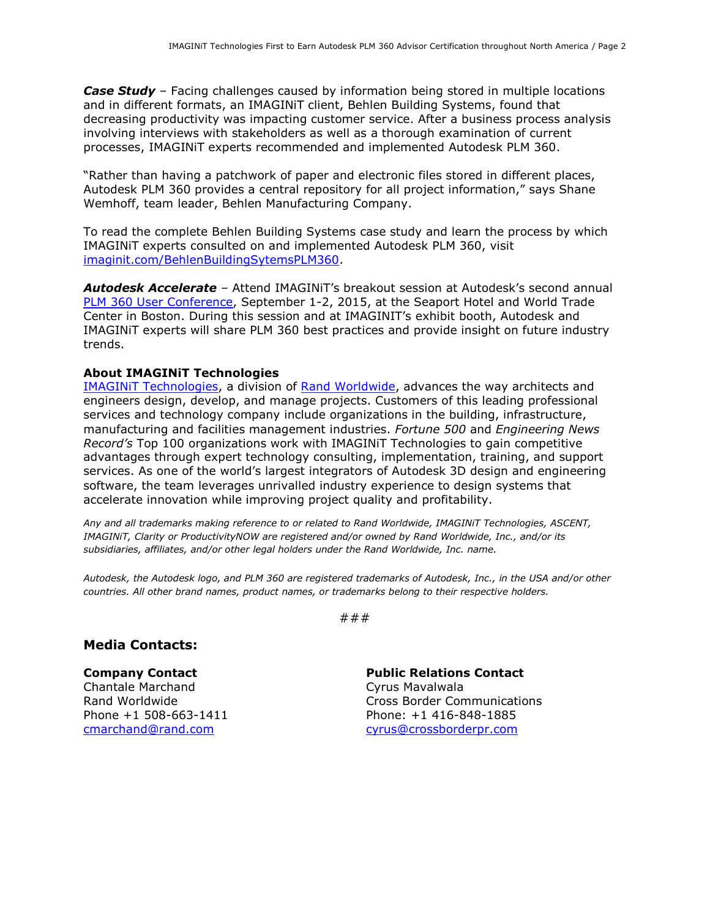***Case Study*** – Facing challenges caused by information being stored in multiple locations and in different formats, an IMAGINiT client, Behlen Building Systems, found that decreasing productivity was impacting customer service. After a business process analysis involving interviews with stakeholders as well as a thorough examination of current processes, IMAGINiT experts recommended and implemented Autodesk PLM 360.

"Rather than having a patchwork of paper and electronic files stored in different places, Autodesk PLM 360 provides a central repository for all project information," says Shane Wemhoff, team leader, Behlen Manufacturing Company.

To read the complete Behlen Building Systems case study and learn the process by which IMAGINiT experts consulted on and implemented Autodesk PLM 360, visit imaginit.com/BehlenBuildingSytemsPLM360.

***Autodesk Accelerate*** – Attend IMAGINiT's breakout session at Autodesk's second annual PLM 360 User Conference, September 1-2, 2015, at the Seaport Hotel and World Trade Center in Boston. During this session and at IMAGINIT's exhibit booth, Autodesk and IMAGINiT experts will share PLM 360 best practices and provide insight on future industry trends.

**About IMAGINiT Technologies**

IMAGINiT Technologies, a division of Rand Worldwide, advances the way architects and engineers design, develop, and manage projects. Customers of this leading professional services and technology company include organizations in the building, infrastructure, manufacturing and facilities management industries. *Fortune 500* and *Engineering News Record's* Top 100 organizations work with IMAGINiT Technologies to gain competitive advantages through expert technology consulting, implementation, training, and support services. As one of the world's largest integrators of Autodesk 3D design and engineering software, the team leverages unrivalled industry experience to design systems that accelerate innovation while improving project quality and profitability.

*Any and all trademarks making reference to or related to Rand Worldwide, IMAGINiT Technologies, ASCENT, IMAGINiT, Clarity or ProductivityNOW are registered and/or owned by Rand Worldwide, Inc., and/or its subsidiaries, affiliates, and/or other legal holders under the Rand Worldwide, Inc. name.*

*Autodesk, the Autodesk logo, and PLM 360 are registered trademarks of Autodesk, Inc., in the USA and/or other countries. All other brand names, product names, or trademarks belong to their respective holders.*

###

## Media Contacts:

**Company Contact**
Chantale Marchand
Rand Worldwide
Phone +1 508-663-1411
cmarchand@rand.com

**Public Relations Contact**
Cyrus Mavalwala
Cross Border Communications
Phone: +1 416-848-1885
cyrus@crossborderpr.com